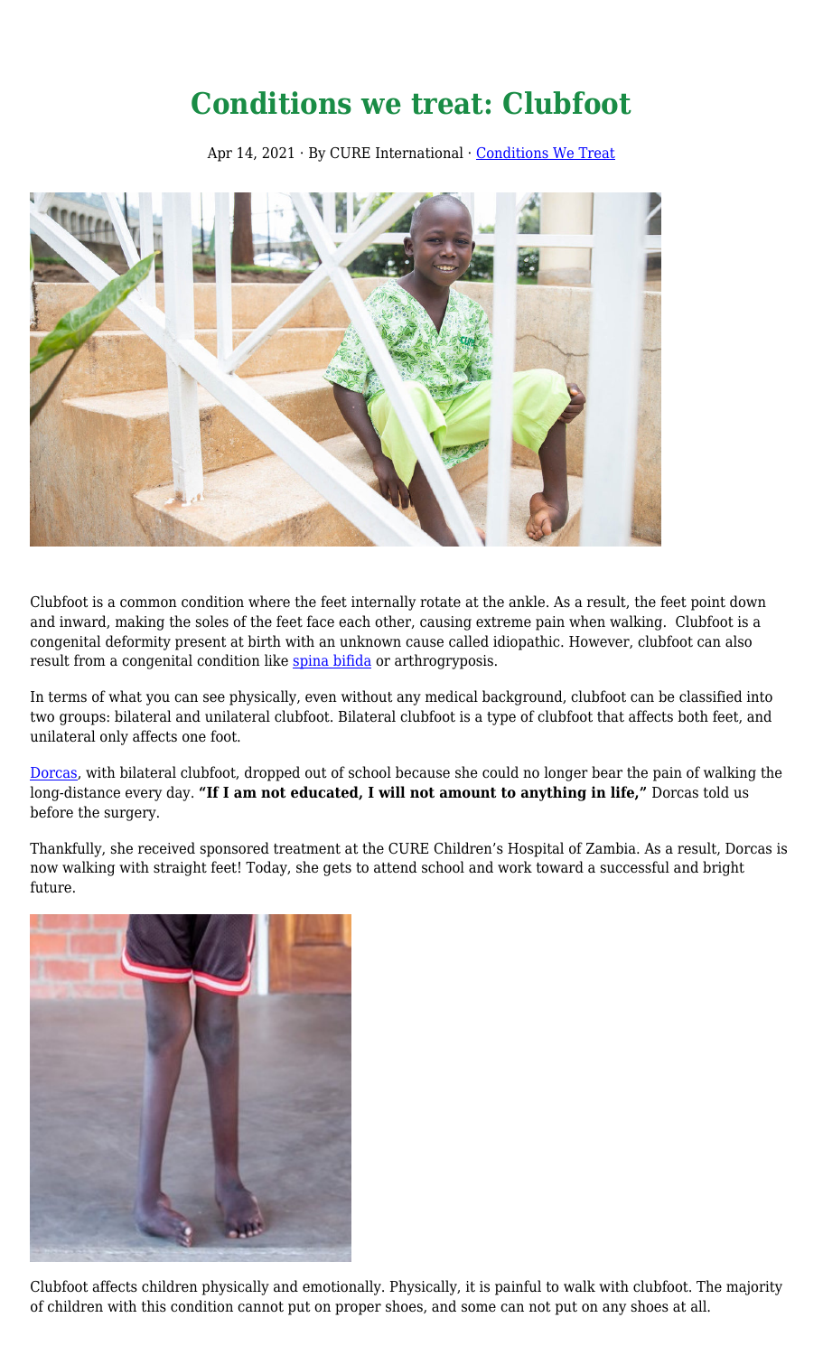# Conditions we treat: Clubfoot

Apr 14, 2021 · By CURE International · [Conditions We Treat]()

Clubfoot is a common condition where the feet internally rotate at the ankle. As a result, the feet point down and inward, making the soles of the feet face each other, causing extreme pain when walking. Clubfoot is a congenital deformity present at birth with an unknown cause called idiopathic. However, clubfoot can also result from a congenital condition like [spina bifida]() or arthrogryposis.

In terms of what you can see physically, even without any medical background, clubfoot can be classified into two groups: bilateral and unilateral clubfoot. Bilateral clubfoot is a type of clubfoot that affects both feet, and unilateral only affects one foot.

[Dorcas](), with bilateral clubfoot, dropped out of school because she could no longer bear the pain of walking the long-distance every day. **"If I am not educated, I will not amount to anything in life,"** Dorcas told us before the surgery.

Thankfully, she received sponsored treatment at the CURE Children's Hospital of Zambia. As a result, Dorcas is now walking with straight feet! Today, she gets to attend school and work toward a successful and bright future.

Clubfoot affects children physically and emotionally. Physically, it is painful to walk with clubfoot. The majority of children with this condition cannot put on proper shoes, and some can not put on any shoes at all.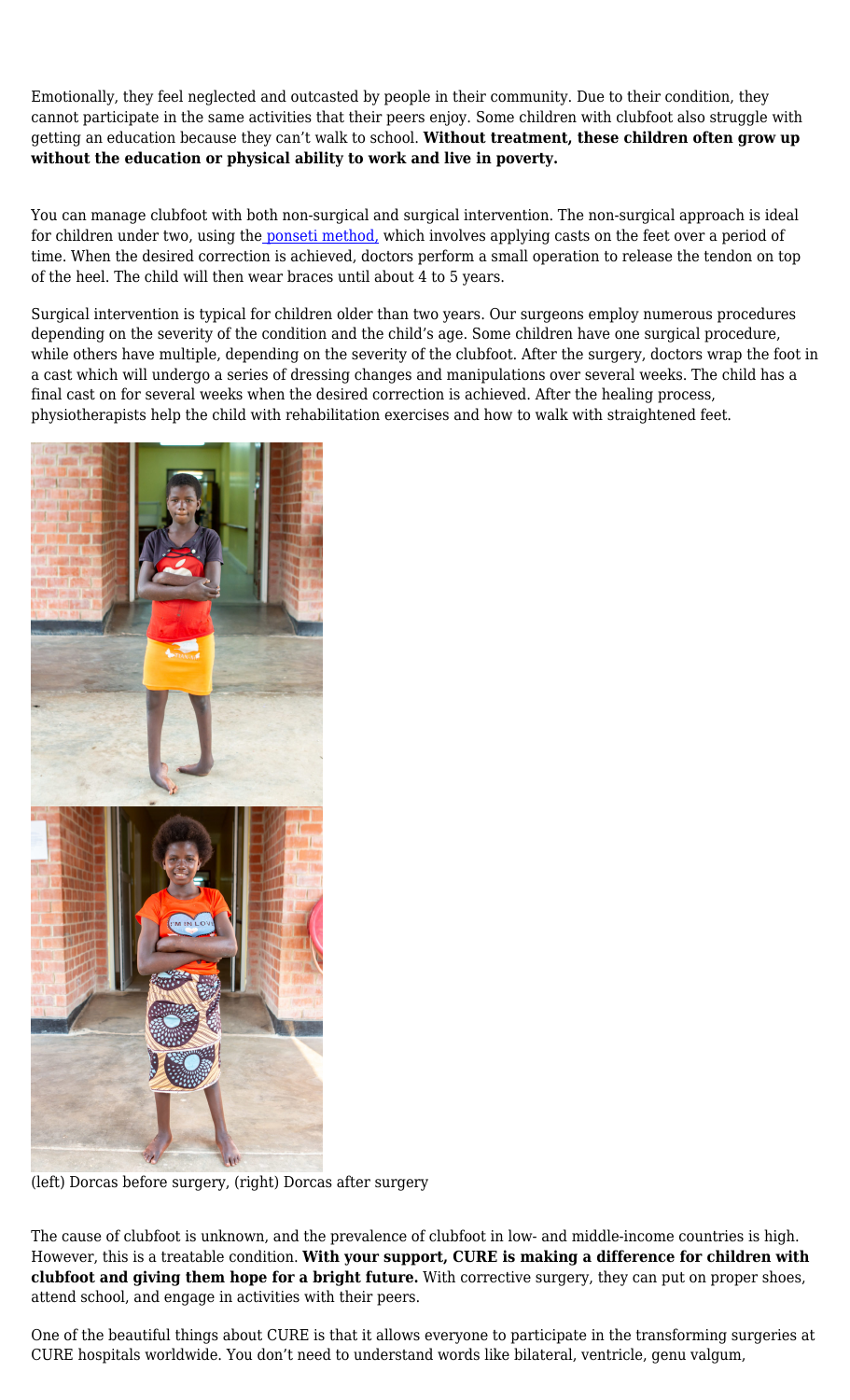Emotionally, they feel neglected and outcasted by people in their community. Due to their condition, they cannot participate in the same activities that their peers enjoy. Some children with clubfoot also struggle with getting an education because they can't walk to school. **Without treatment, these children often grow up without the education or physical ability to work and live in poverty.**

You can manage clubfoot with both non-surgical and surgical intervention. The non-surgical approach is ideal for children under two, using the ponseti method, which involves applying casts on the feet over a period of time. When the desired correction is achieved, doctors perform a small operation to release the tendon on top of the heel. The child will then wear braces until about 4 to 5 years.

Surgical intervention is typical for children older than two years. Our surgeons employ numerous procedures depending on the severity of the condition and the child's age. Some children have one surgical procedure, while others have multiple, depending on the severity of the clubfoot. After the surgery, doctors wrap the foot in a cast which will undergo a series of dressing changes and manipulations over several weeks. The child has a final cast on for several weeks when the desired correction is achieved. After the healing process, physiotherapists help the child with rehabilitation exercises and how to walk with straightened feet.

(left) Dorcas before surgery, (right) Dorcas after surgery

The cause of clubfoot is unknown, and the prevalence of clubfoot in low- and middle-income countries is high. However, this is a treatable condition. **With your support, CURE is making a difference for children with clubfoot and giving them hope for a bright future.** With corrective surgery, they can put on proper shoes, attend school, and engage in activities with their peers.

One of the beautiful things about CURE is that it allows everyone to participate in the transforming surgeries at CURE hospitals worldwide. You don't need to understand words like bilateral, ventricle, genu valgum,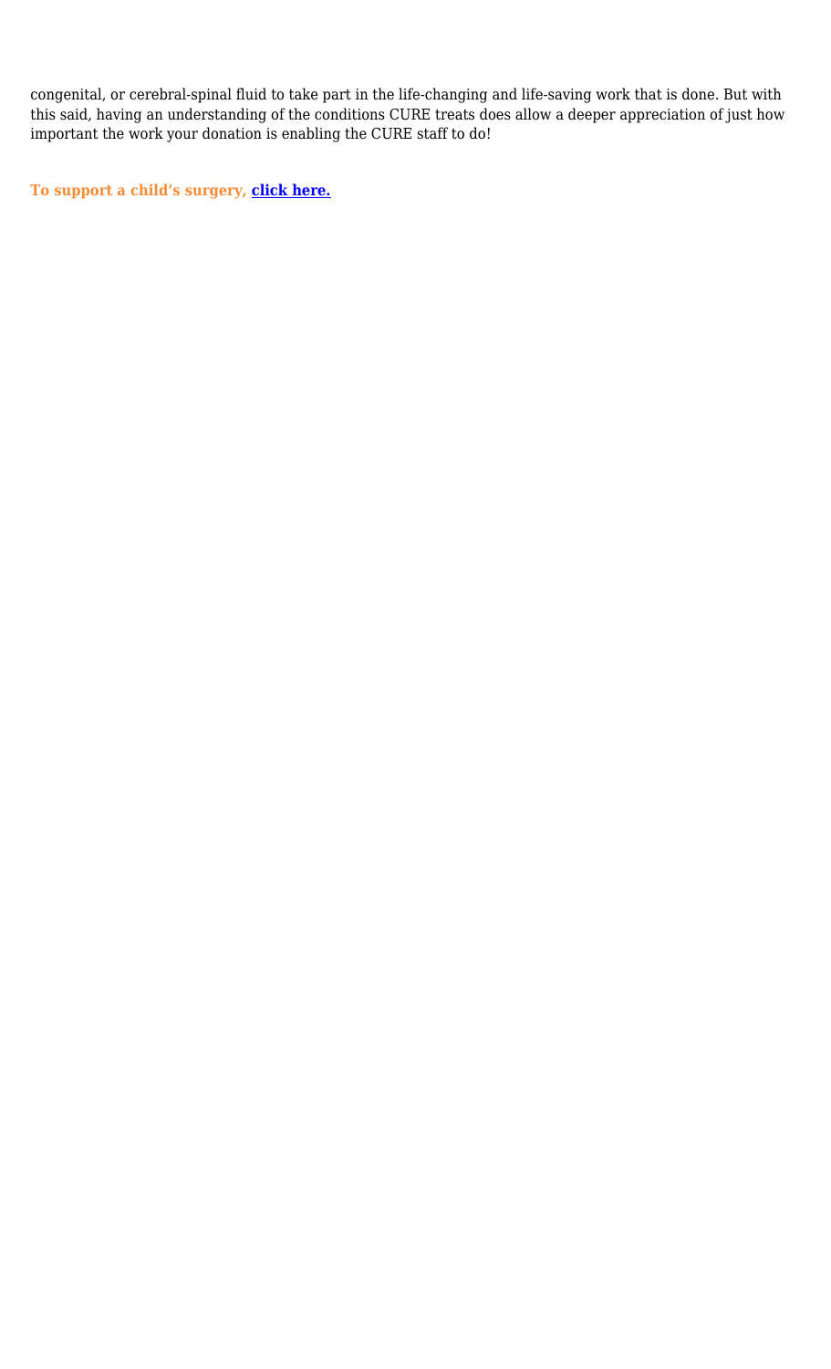congenital, or cerebral-spinal fluid to take part in the life-changing and life-saving work that is done. But with this said, having an understanding of the conditions CURE treats does allow a deeper appreciation of just how important the work your donation is enabling the CURE staff to do!

**To support a child's surgery, [click here.]()**